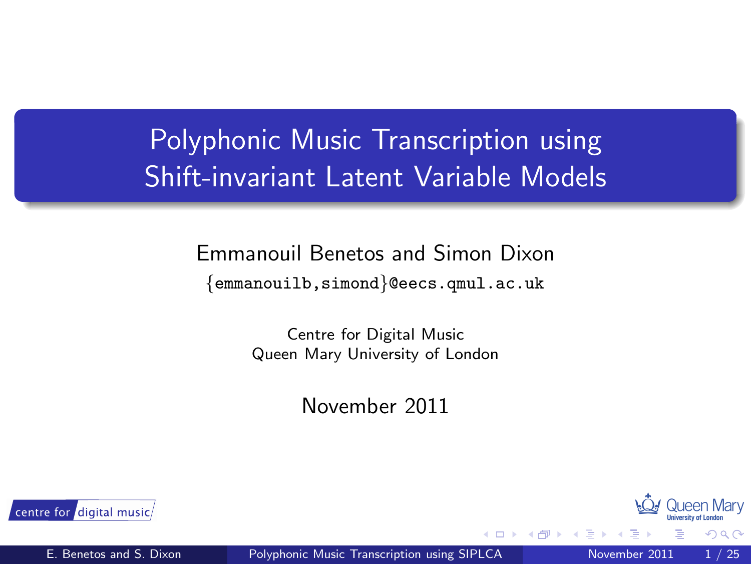# Polyphonic Music Transcription using Shift-invariant Latent Variable Models

Emmanouil Benetos and Simon Dixon

{emmanouilb,simond}@eecs.qmul.ac.uk

Centre for Digital Music
Queen Mary University of London

November 2011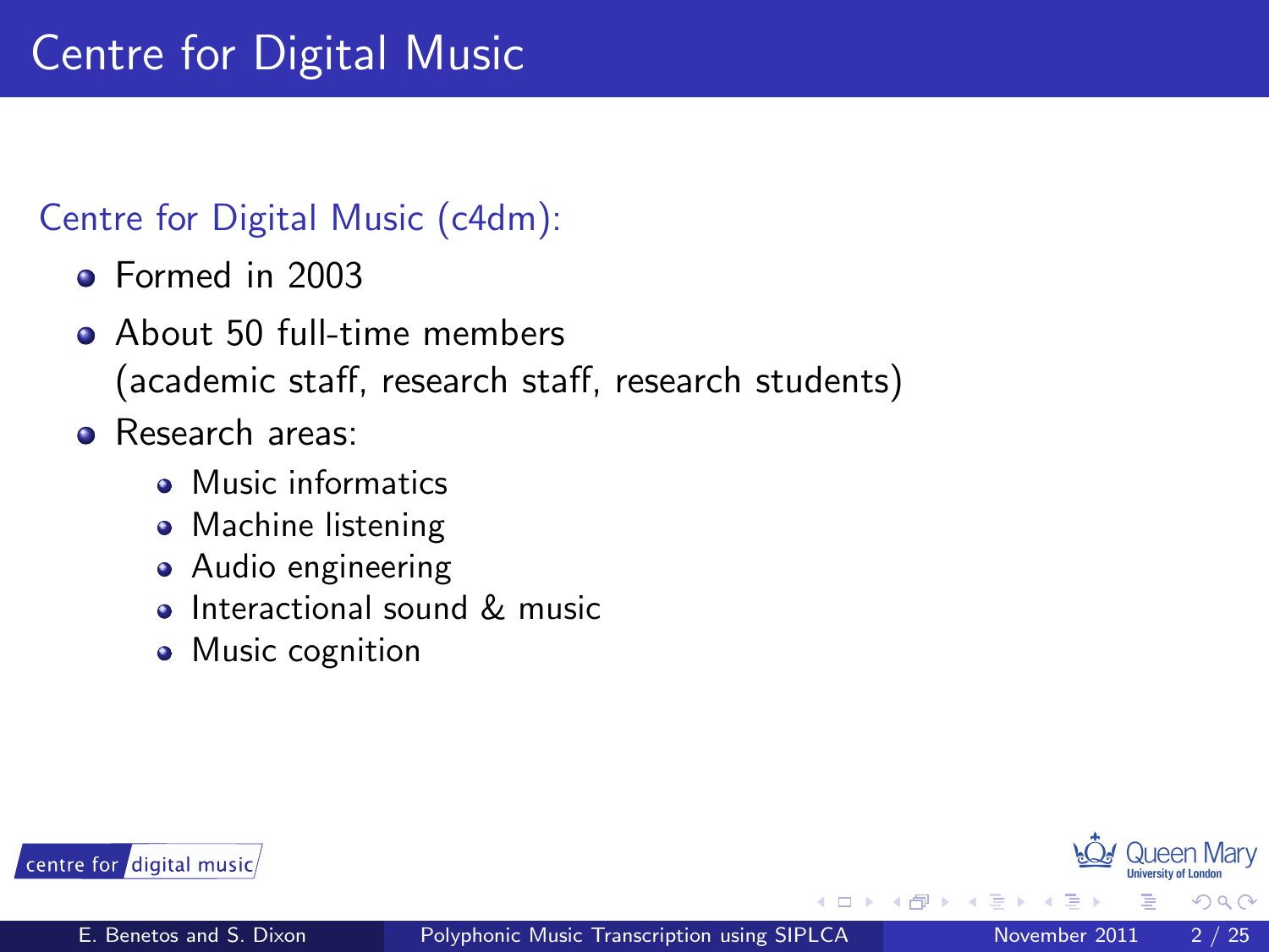# Centre for Digital Music

Centre for Digital Music (c4dm):

- Formed in 2003
- About 50 full-time members (academic staff, research staff, research students)
- Research areas:
  - Music informatics
  - Machine listening
  - Audio engineering
  - Interactional sound & music
  - Music cognition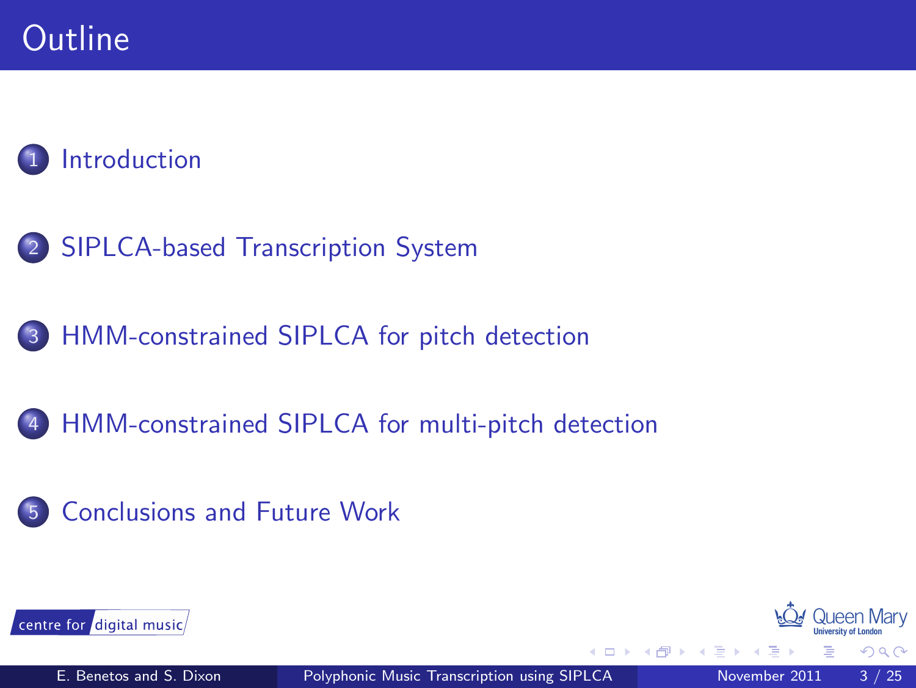# Outline

1. Introduction
2. SIPLCA-based Transcription System
3. HMM-constrained SIPLCA for pitch detection
4. HMM-constrained SIPLCA for multi-pitch detection
5. Conclusions and Future Work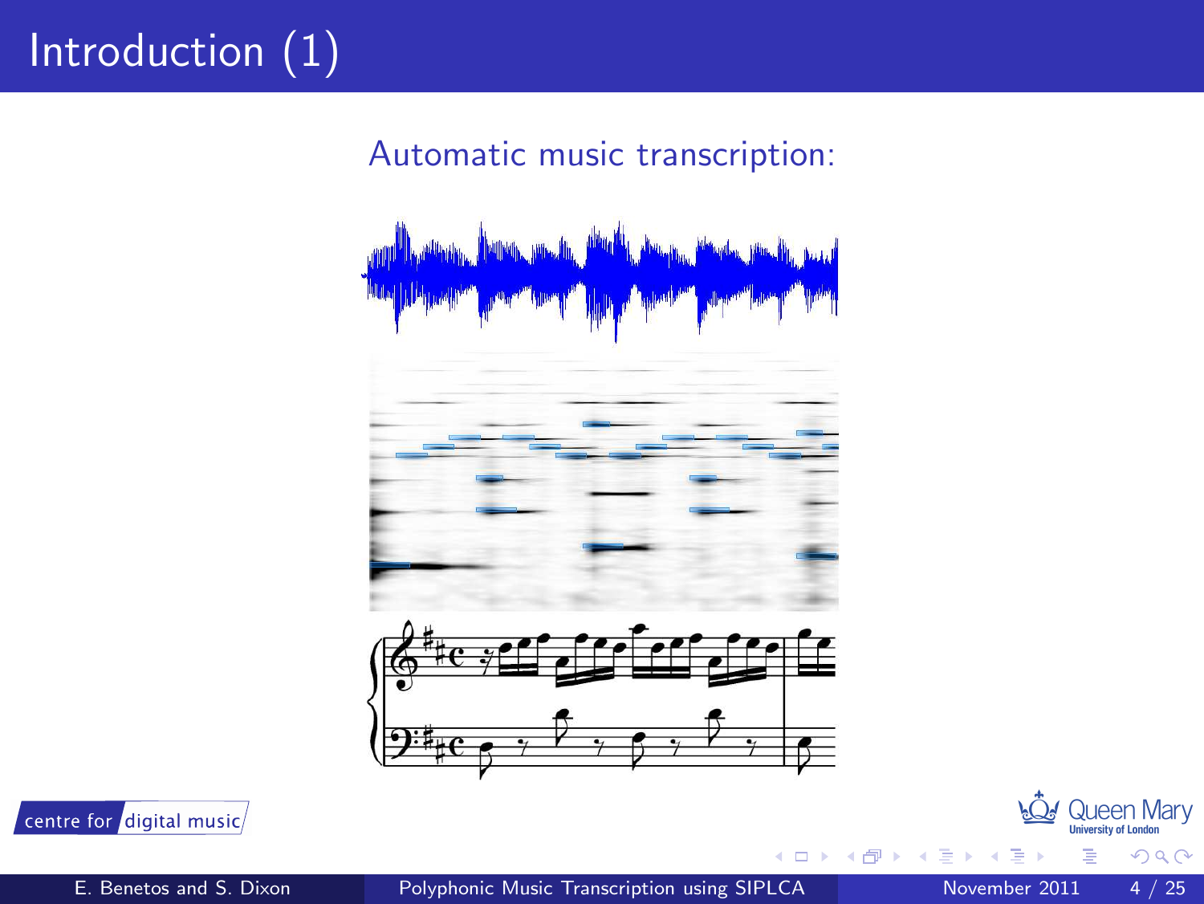# Introduction (1)

Automatic music transcription: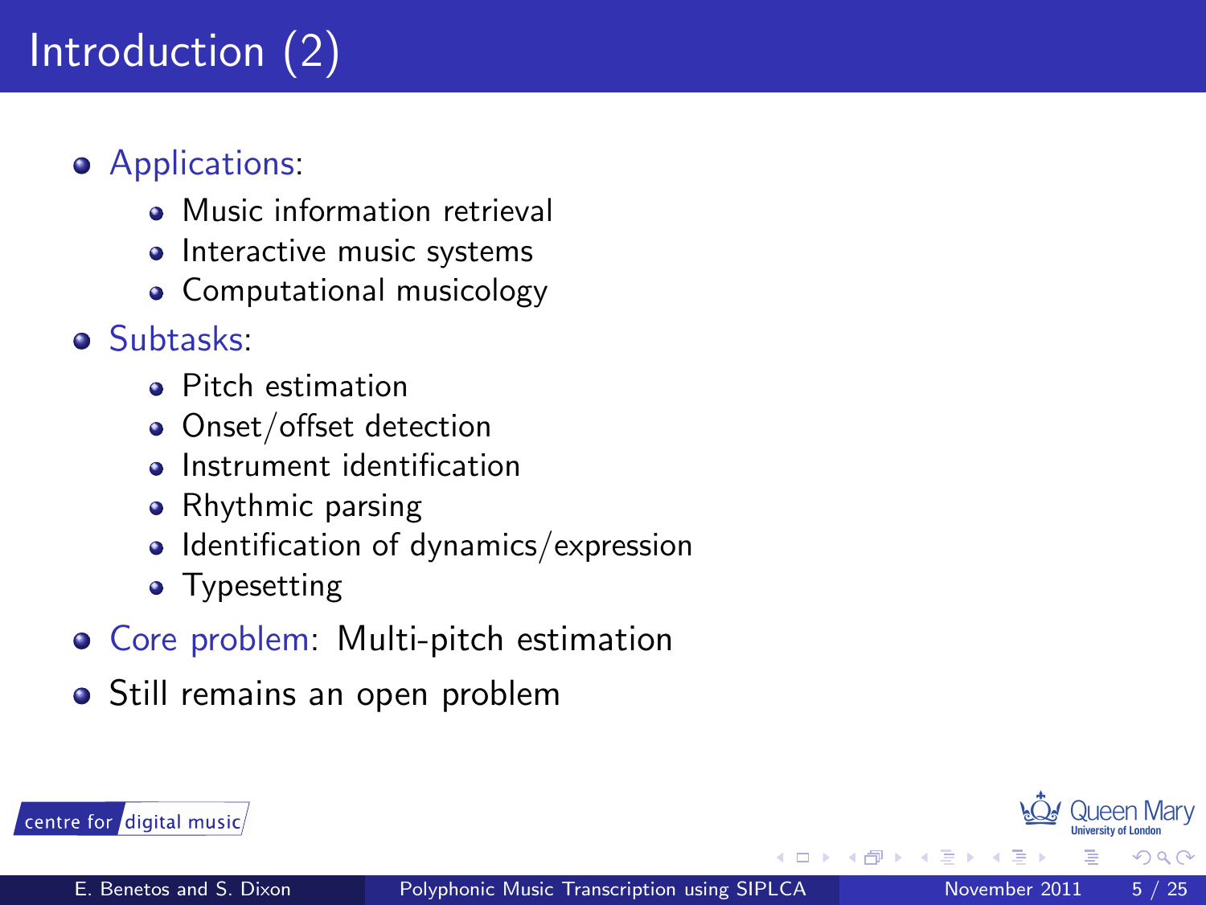# Introduction (2)

- Applications:
  - Music information retrieval
  - Interactive music systems
  - Computational musicology
- Subtasks:
  - Pitch estimation
  - Onset/offset detection
  - Instrument identification
  - Rhythmic parsing
  - Identification of dynamics/expression
  - Typesetting
- Core problem: Multi-pitch estimation
- Still remains an open problem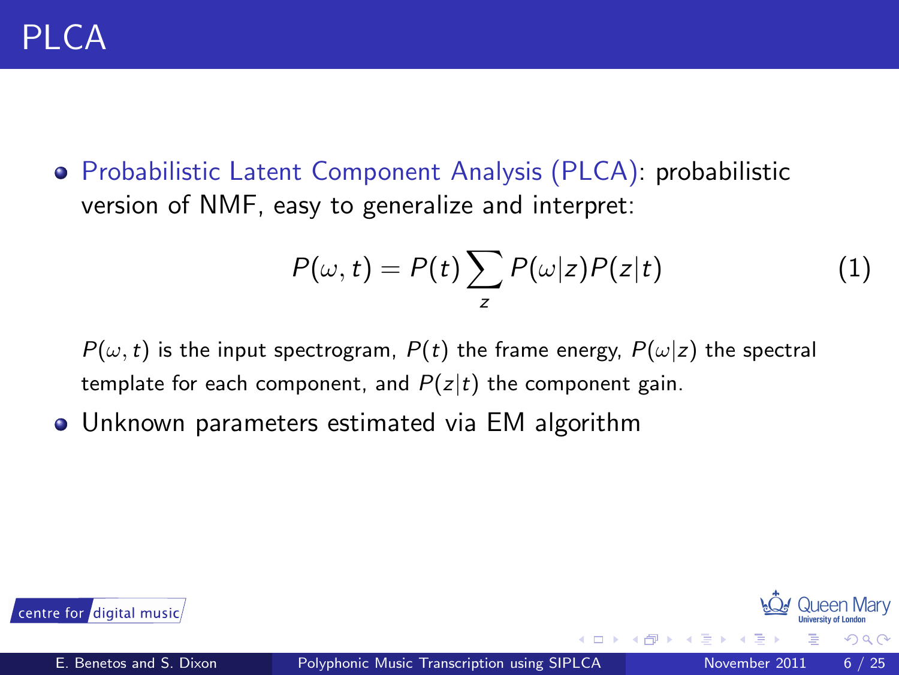# PLCA

- Probabilistic Latent Component Analysis (PLCA): probabilistic version of NMF, easy to generalize and interpret:

$$P(\omega, t) = P(t) \sum_{z} P(\omega|z) P(z|t) \tag{1}$$

  $P(\omega, t)$ is the input spectrogram, $P(t)$ the frame energy, $P(\omega|z)$ the spectral template for each component, and $P(z|t)$ the component gain.

- Unknown parameters estimated via EM algorithm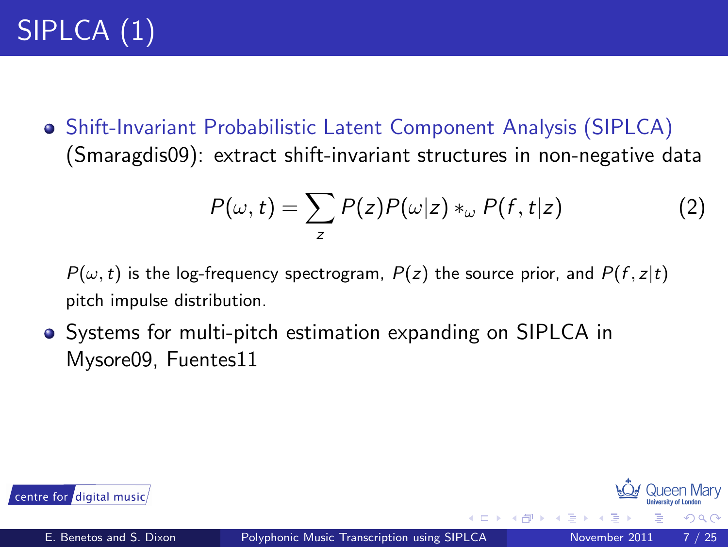# SIPLCA (1)

- Shift-Invariant Probabilistic Latent Component Analysis (SIPLCA) (Smaragdis09): extract shift-invariant structures in non-negative data

$$P(\omega, t) = \sum_{z} P(z) P(\omega|z) *_{\omega} P(f, t|z) \qquad (2)$$

  $P(\omega, t)$ is the log-frequency spectrogram, $P(z)$ the source prior, and $P(f, z|t)$ pitch impulse distribution.

- Systems for multi-pitch estimation expanding on SIPLCA in Mysore09, Fuentes11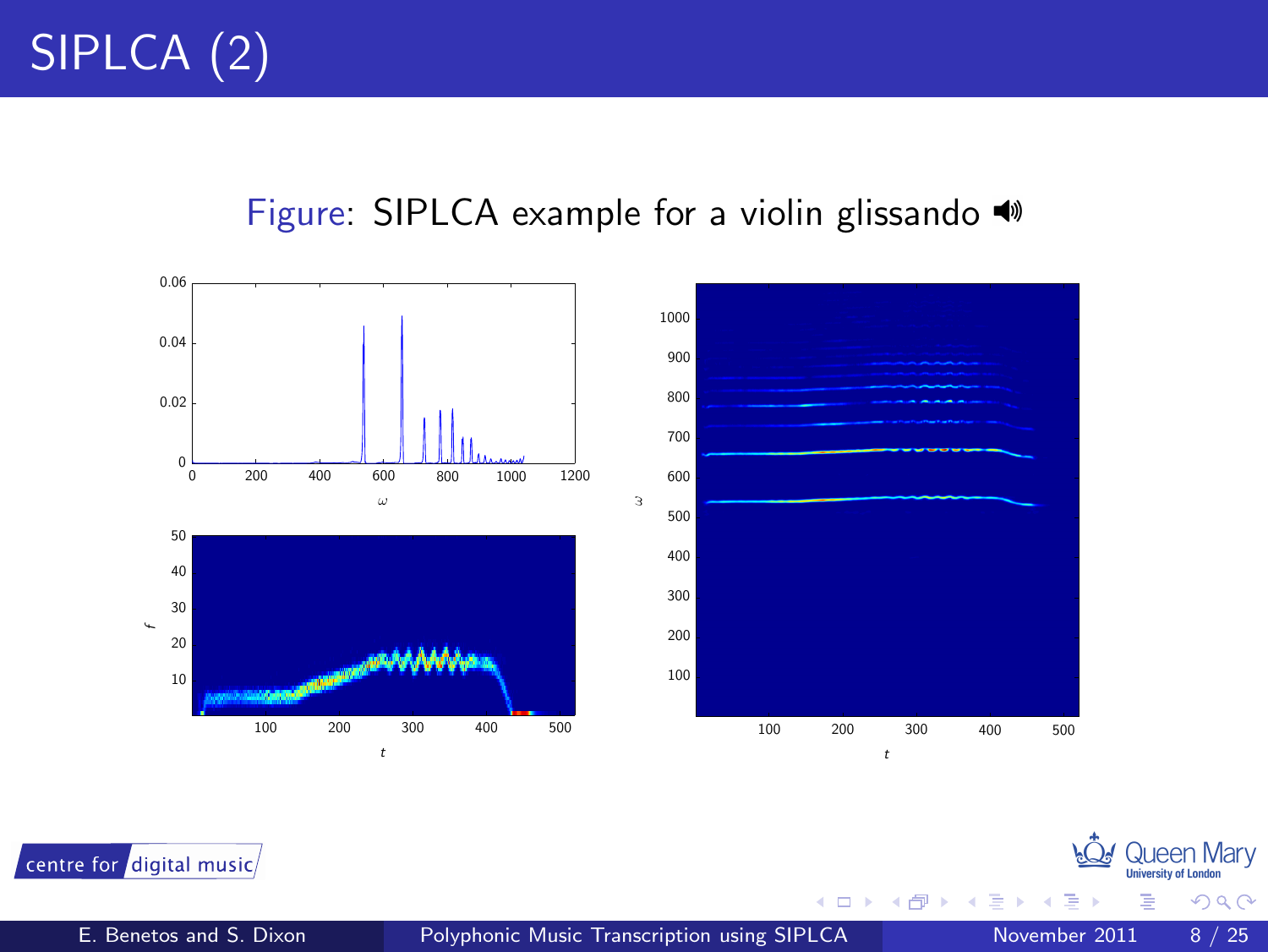# SIPLCA (2)

Figure: SIPLCA example for a violin glissando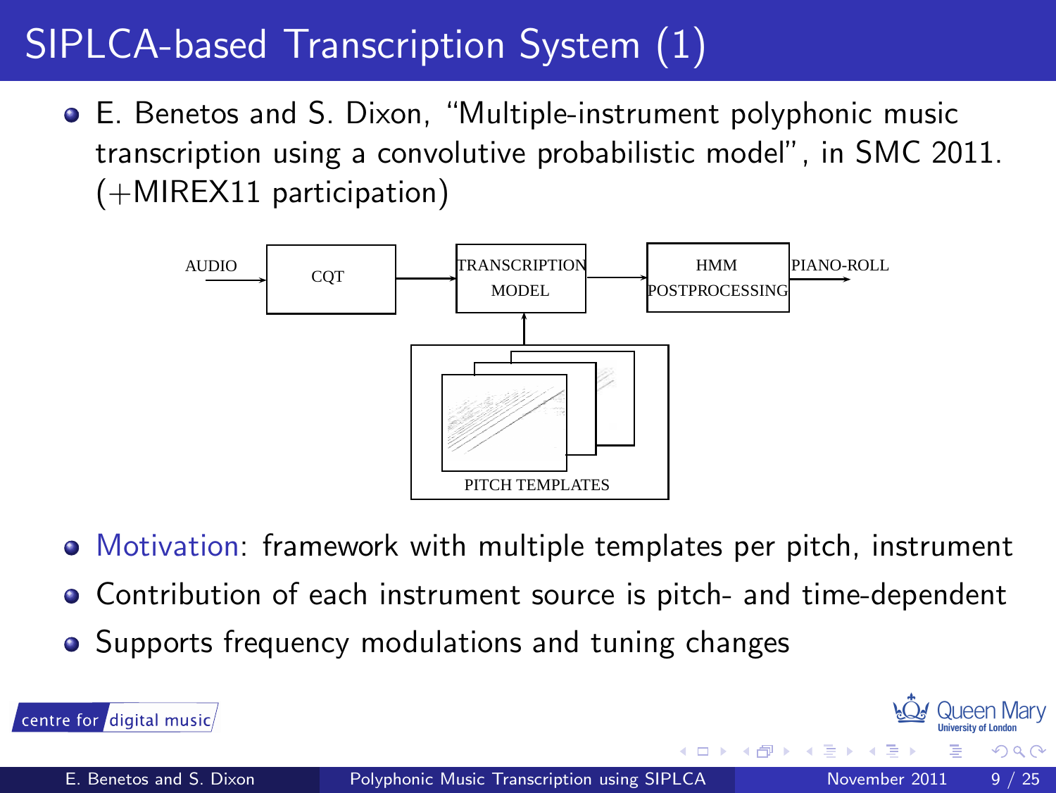# SIPLCA-based Transcription System (1)

- E. Benetos and S. Dixon, "Multiple-instrument polyphonic music transcription using a convolutive probabilistic model", in SMC 2011. (+MIREX11 participation)

AUDIO → CQT → TRANSCRIPTION MODEL → HMM POSTPROCESSING → PIANO-ROLL

PITCH TEMPLATES → TRANSCRIPTION MODEL

- Motivation: framework with multiple templates per pitch, instrument
- Contribution of each instrument source is pitch- and time-dependent
- Supports frequency modulations and tuning changes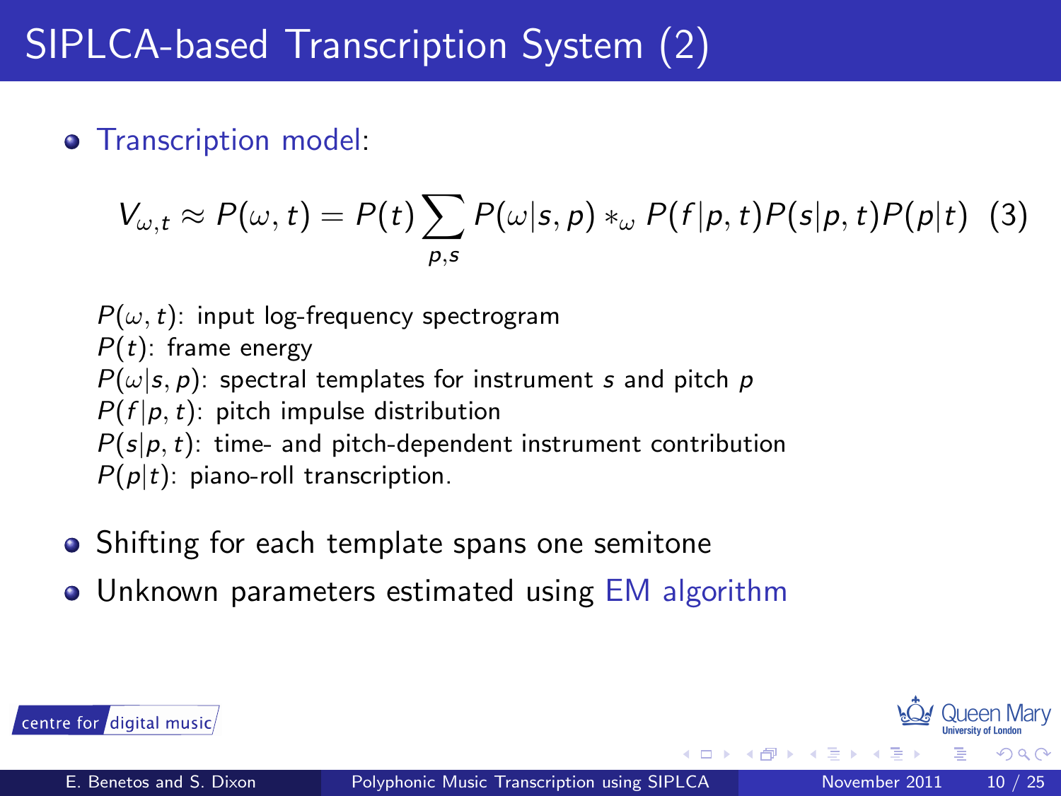# SIPLCA-based Transcription System (2)

- Transcription model:

$$V_{\omega,t} \approx P(\omega, t) = P(t) \sum_{p,s} P(\omega|s, p) *_{\omega} P(f|p, t) P(s|p, t) P(p|t) \quad (3)$$

$P(\omega, t)$: input log-frequency spectrogram
$P(t)$: frame energy
$P(\omega|s, p)$: spectral templates for instrument $s$ and pitch $p$
$P(f|p, t)$: pitch impulse distribution
$P(s|p, t)$: time- and pitch-dependent instrument contribution
$P(p|t)$: piano-roll transcription.

- Shifting for each template spans one semitone
- Unknown parameters estimated using EM algorithm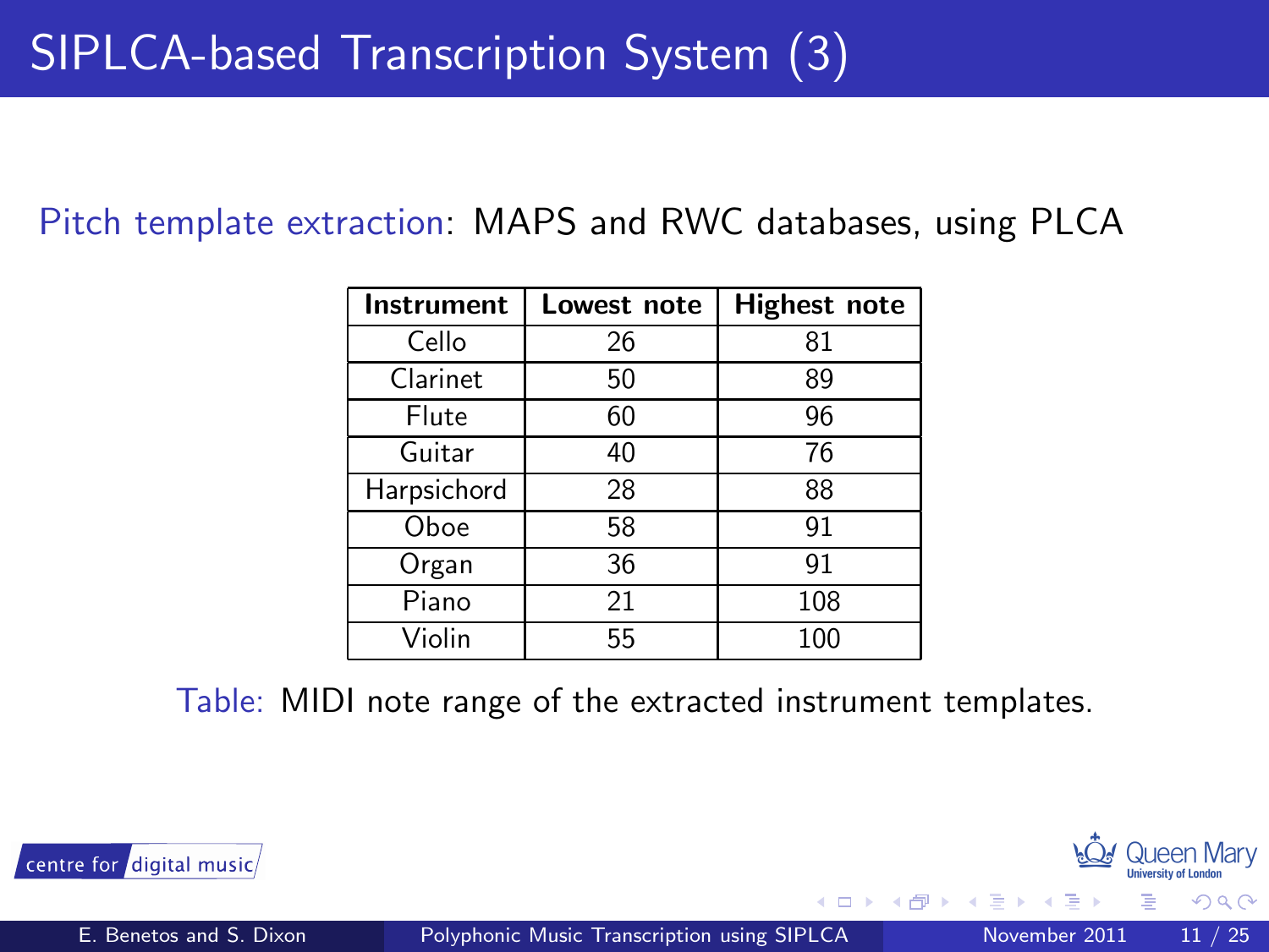# SIPLCA-based Transcription System (3)

Pitch template extraction: MAPS and RWC databases, using PLCA

| Instrument | Lowest note | Highest note |
|---|---|---|
| Cello | 26 | 81 |
| Clarinet | 50 | 89 |
| Flute | 60 | 96 |
| Guitar | 40 | 76 |
| Harpsichord | 28 | 88 |
| Oboe | 58 | 91 |
| Organ | 36 | 91 |
| Piano | 21 | 108 |
| Violin | 55 | 100 |

Table: MIDI note range of the extracted instrument templates.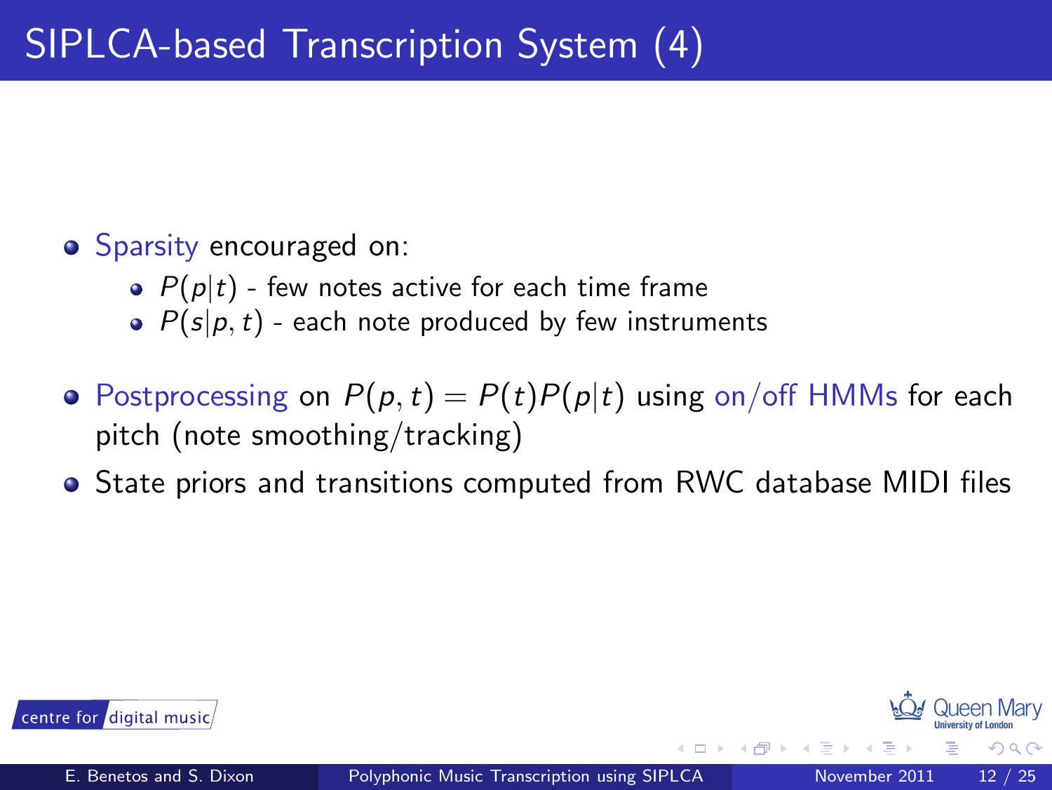# SIPLCA-based Transcription System (4)

- Sparsity encouraged on:
  - $P(p|t)$ - few notes active for each time frame
  - $P(s|p,t)$ - each note produced by few instruments
- Postprocessing on $P(p,t) = P(t)P(p|t)$ using on/off HMMs for each pitch (note smoothing/tracking)
- State priors and transitions computed from RWC database MIDI files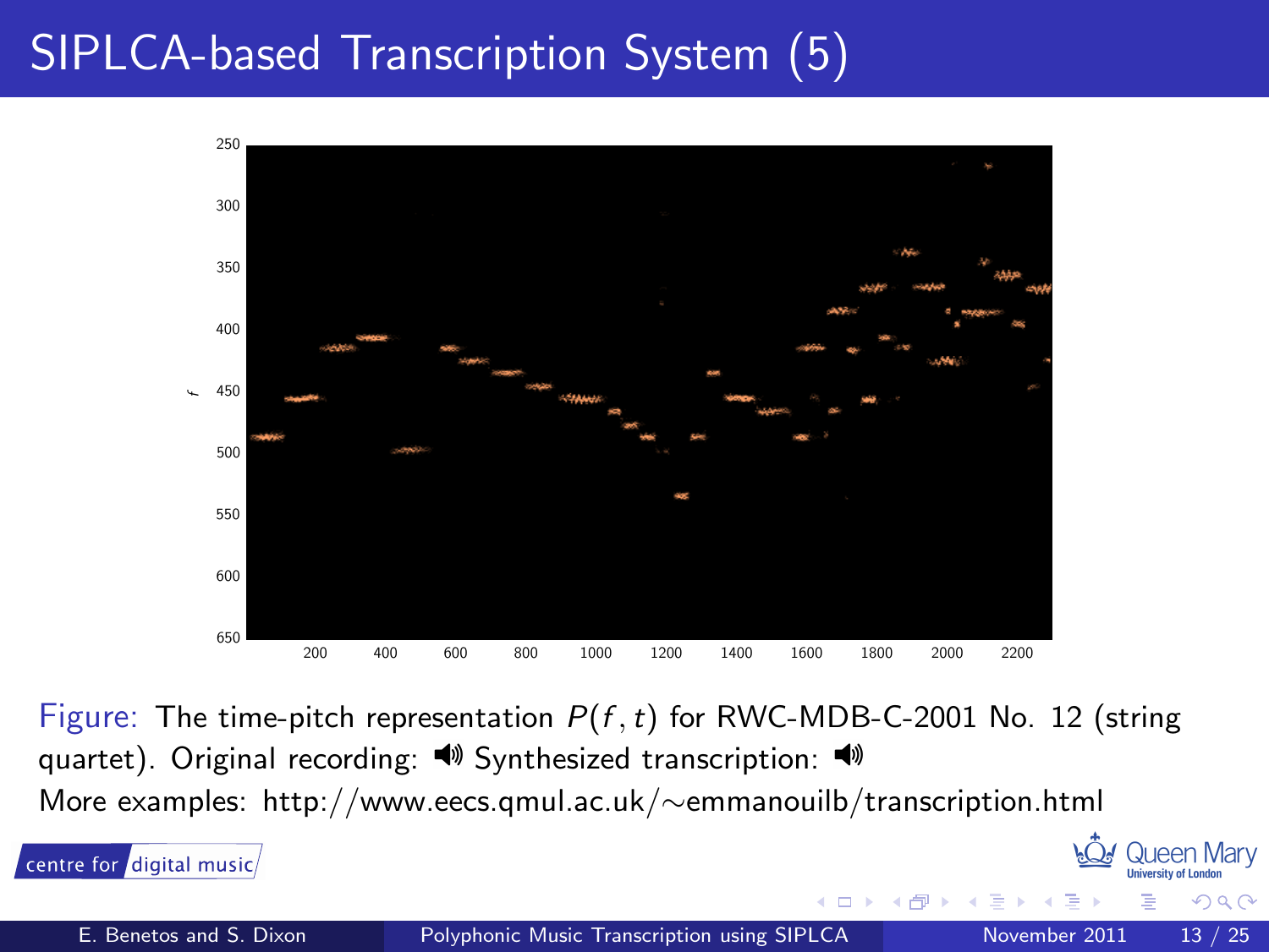# SIPLCA-based Transcription System (5)

Figure: The time-pitch representation $P(f, t)$ for RWC-MDB-C-2001 No. 12 (string quartet). Original recording: 🔊 Synthesized transcription: 🔊

More examples: http://www.eecs.qmul.ac.uk/~emmanouilb/transcription.html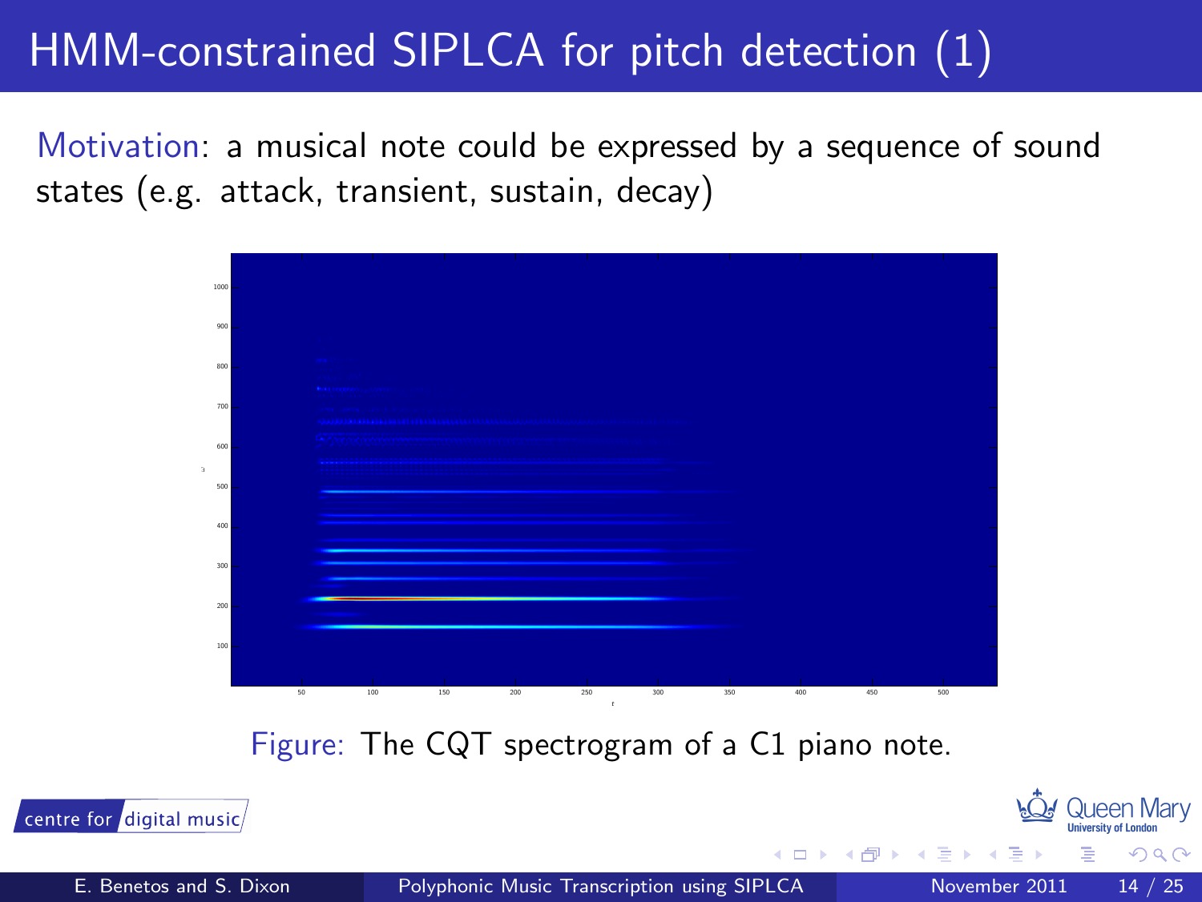# HMM-constrained SIPLCA for pitch detection (1)

Motivation: a musical note could be expressed by a sequence of sound states (e.g. attack, transient, sustain, decay)

Figure: The CQT spectrogram of a C1 piano note.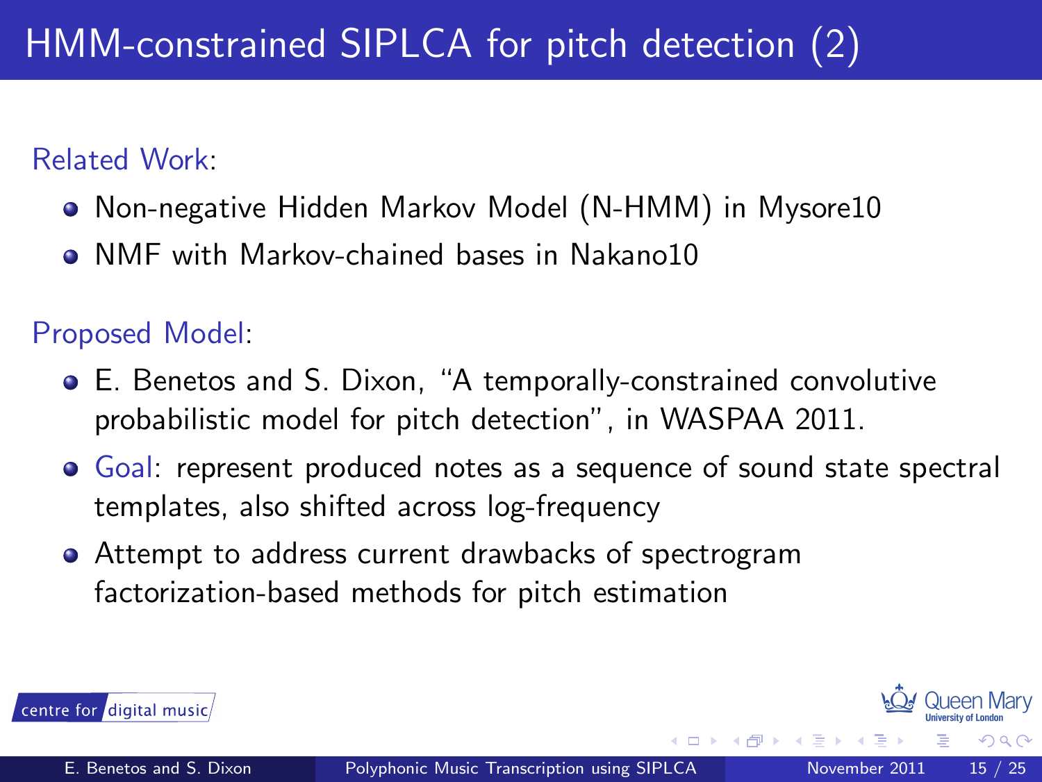# HMM-constrained SIPLCA for pitch detection (2)

Related Work:

- Non-negative Hidden Markov Model (N-HMM) in Mysore10
- NMF with Markov-chained bases in Nakano10

Proposed Model:

- E. Benetos and S. Dixon, "A temporally-constrained convolutive probabilistic model for pitch detection", in WASPAA 2011.
- Goal: represent produced notes as a sequence of sound state spectral templates, also shifted across log-frequency
- Attempt to address current drawbacks of spectrogram factorization-based methods for pitch estimation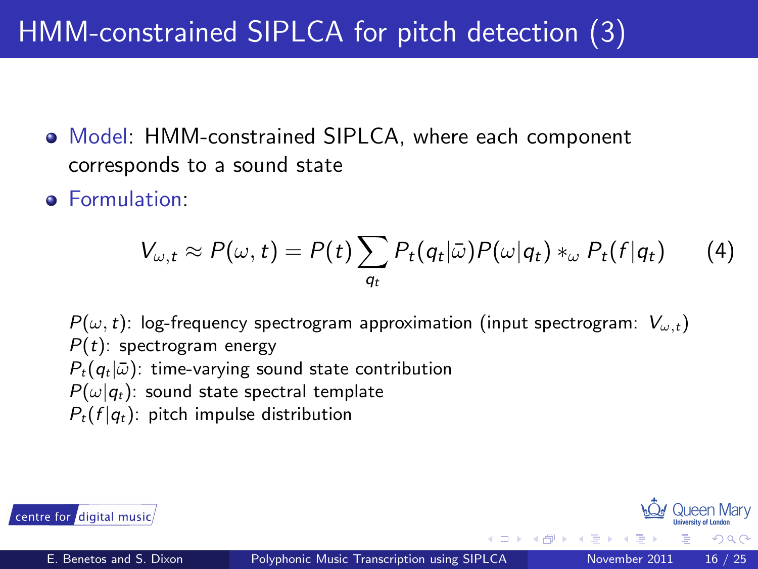# HMM-constrained SIPLCA for pitch detection (3)

- Model: HMM-constrained SIPLCA, where each component corresponds to a sound state
- Formulation:

$$V_{\omega,t} \approx P(\omega, t) = P(t) \sum_{q_t} P_t(q_t|\bar{\omega}) P(\omega|q_t) *_\omega P_t(f|q_t) \qquad (4)$$

$P(\omega, t)$: log-frequency spectrogram approximation (input spectrogram: $V_{\omega,t}$)
$P(t)$: spectrogram energy
$P_t(q_t|\bar{\omega})$: time-varying sound state contribution
$P(\omega|q_t)$: sound state spectral template
$P_t(f|q_t)$: pitch impulse distribution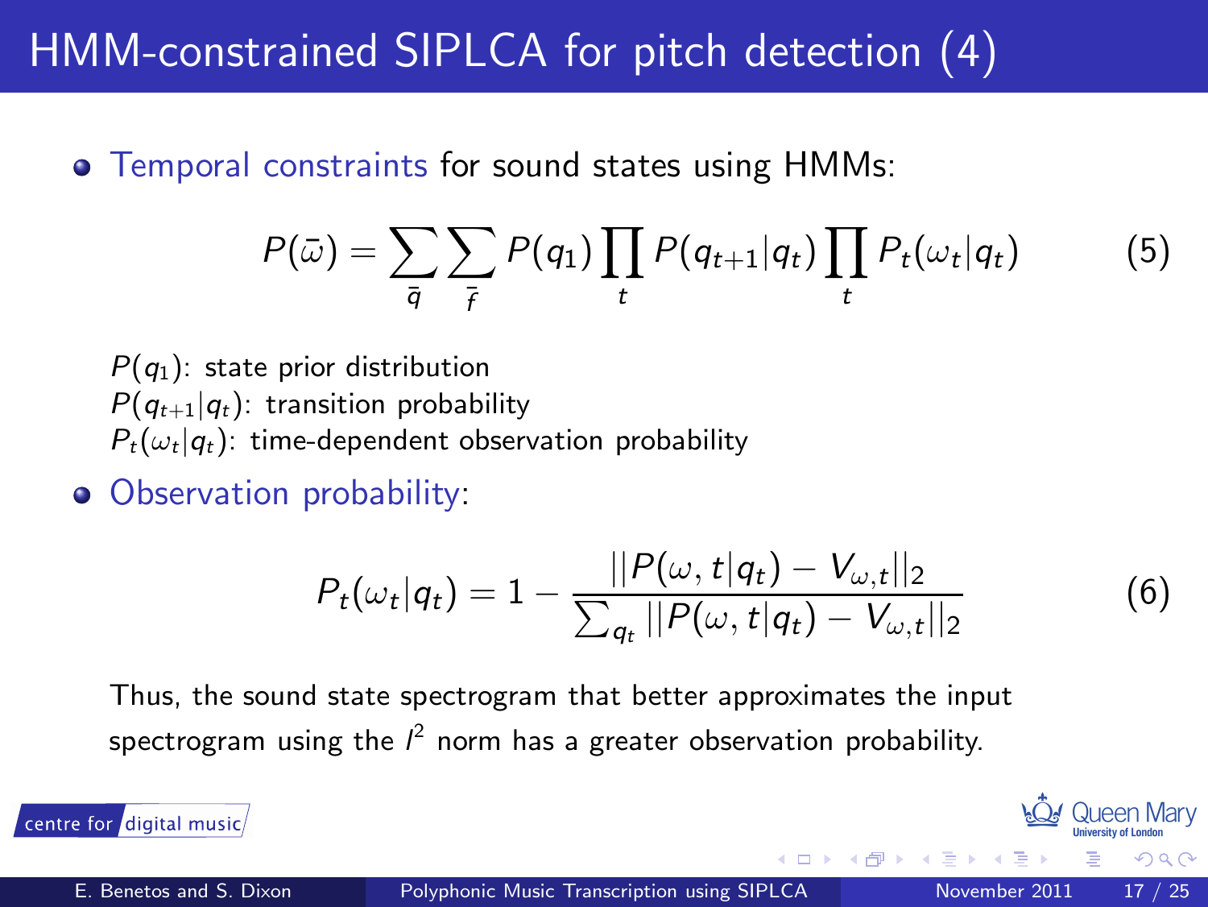# HMM-constrained SIPLCA for pitch detection (4)

- Temporal constraints for sound states using HMMs:

$$P(\bar{\omega}) = \sum_{\bar{q}} \sum_{\bar{f}} P(q_1) \prod_t P(q_{t+1}|q_t) \prod_t P_t(\omega_t|q_t) \tag{5}$$

$P(q_1)$: state prior distribution
$P(q_{t+1}|q_t)$: transition probability
$P_t(\omega_t|q_t)$: time-dependent observation probability

- Observation probability:

$$P_t(\omega_t|q_t) = 1 - \frac{||P(\omega, t|q_t) - V_{\omega,t}||_2}{\sum_{q_t} ||P(\omega, t|q_t) - V_{\omega,t}||_2} \tag{6}$$

Thus, the sound state spectrogram that better approximates the input spectrogram using the $l^2$ norm has a greater observation probability.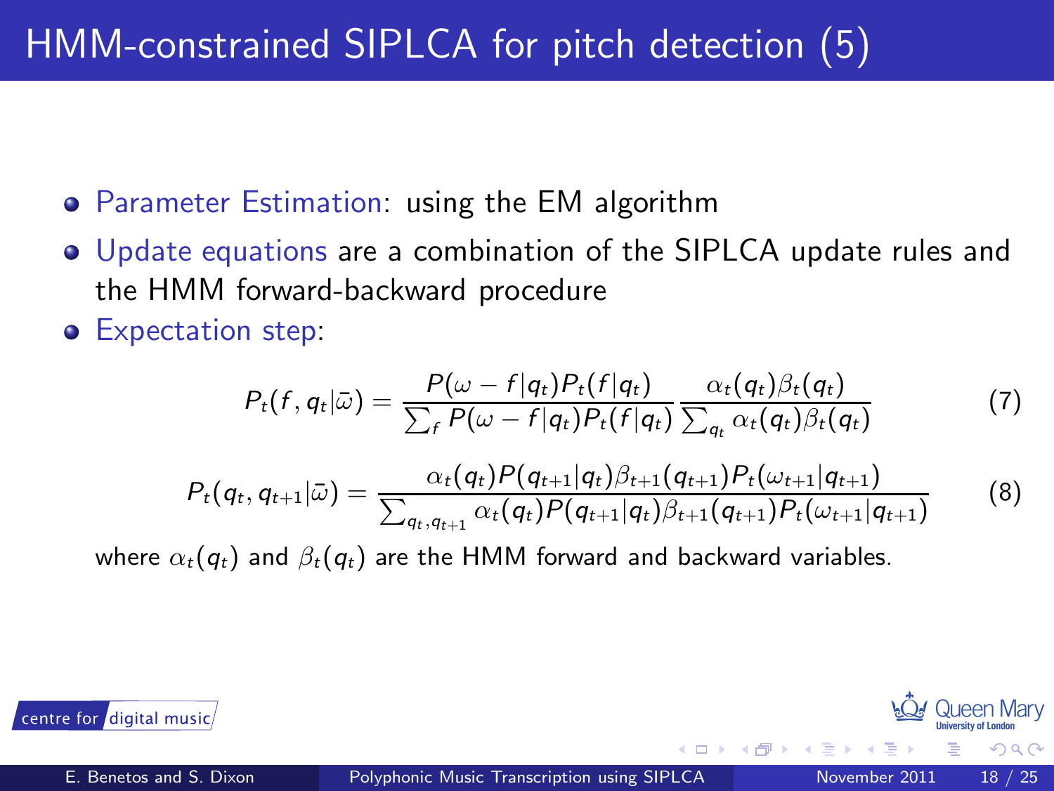# HMM-constrained SIPLCA for pitch detection (5)

- Parameter Estimation: using the EM algorithm
- Update equations are a combination of the SIPLCA update rules and the HMM forward-backward procedure
- Expectation step:

$$P_t(f, q_t|\bar{\omega}) = \frac{P(\omega - f|q_t)P_t(f|q_t)}{\sum_f P(\omega - f|q_t)P_t(f|q_t)} \frac{\alpha_t(q_t)\beta_t(q_t)}{\sum_{q_t} \alpha_t(q_t)\beta_t(q_t)} \tag{7}$$

$$P_t(q_t, q_{t+1}|\bar{\omega}) = \frac{\alpha_t(q_t)P(q_{t+1}|q_t)\beta_{t+1}(q_{t+1})P_t(\omega_{t+1}|q_{t+1})}{\sum_{q_t, q_{t+1}} \alpha_t(q_t)P(q_{t+1}|q_t)\beta_{t+1}(q_{t+1})P_t(\omega_{t+1}|q_{t+1})} \tag{8}$$

where $\alpha_t(q_t)$ and $\beta_t(q_t)$ are the HMM forward and backward variables.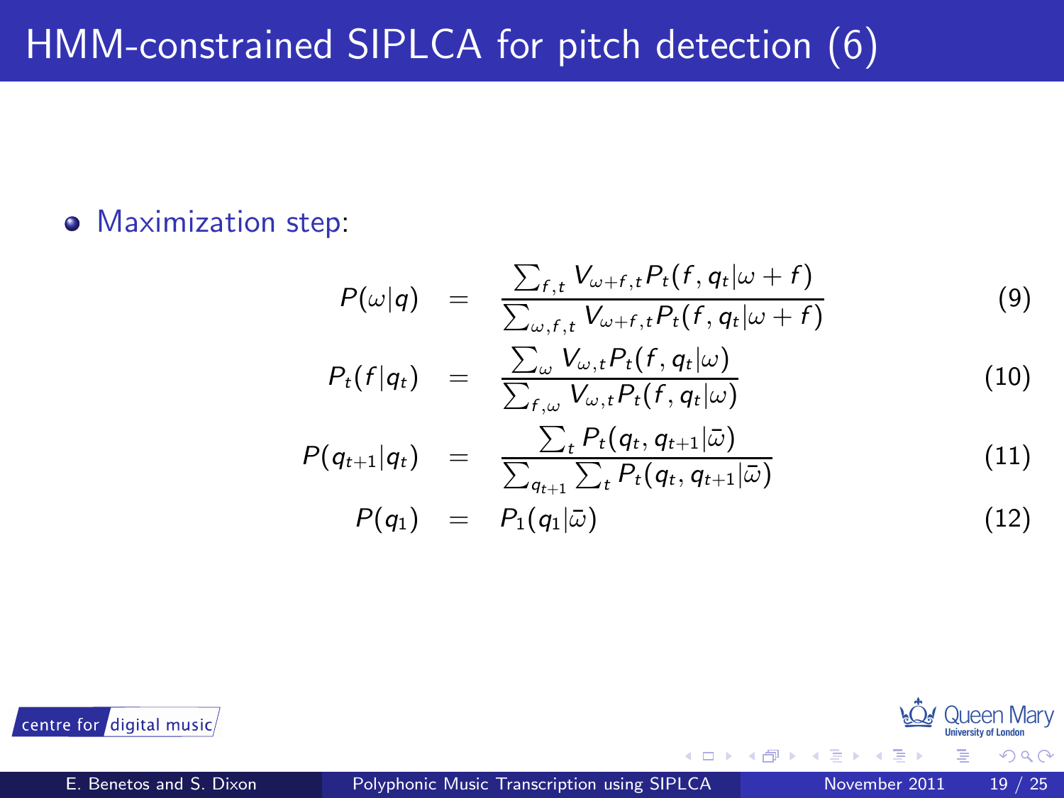# HMM-constrained SIPLCA for pitch detection (6)

- Maximization step:

$$P(\omega|q) = \frac{\sum_{f,t} V_{\omega+f,t} P_t(f, q_t|\omega + f)}{\sum_{\omega,f,t} V_{\omega+f,t} P_t(f, q_t|\omega + f)} \tag{9}$$

$$P_t(f|q_t) = \frac{\sum_{\omega} V_{\omega,t} P_t(f, q_t|\omega)}{\sum_{f,\omega} V_{\omega,t} P_t(f, q_t|\omega)} \tag{10}$$

$$P(q_{t+1}|q_t) = \frac{\sum_t P_t(q_t, q_{t+1}|\bar{\omega})}{\sum_{q_{t+1}} \sum_t P_t(q_t, q_{t+1}|\bar{\omega})} \tag{11}$$

$$P(q_1) = P_1(q_1|\bar{\omega}) \tag{12}$$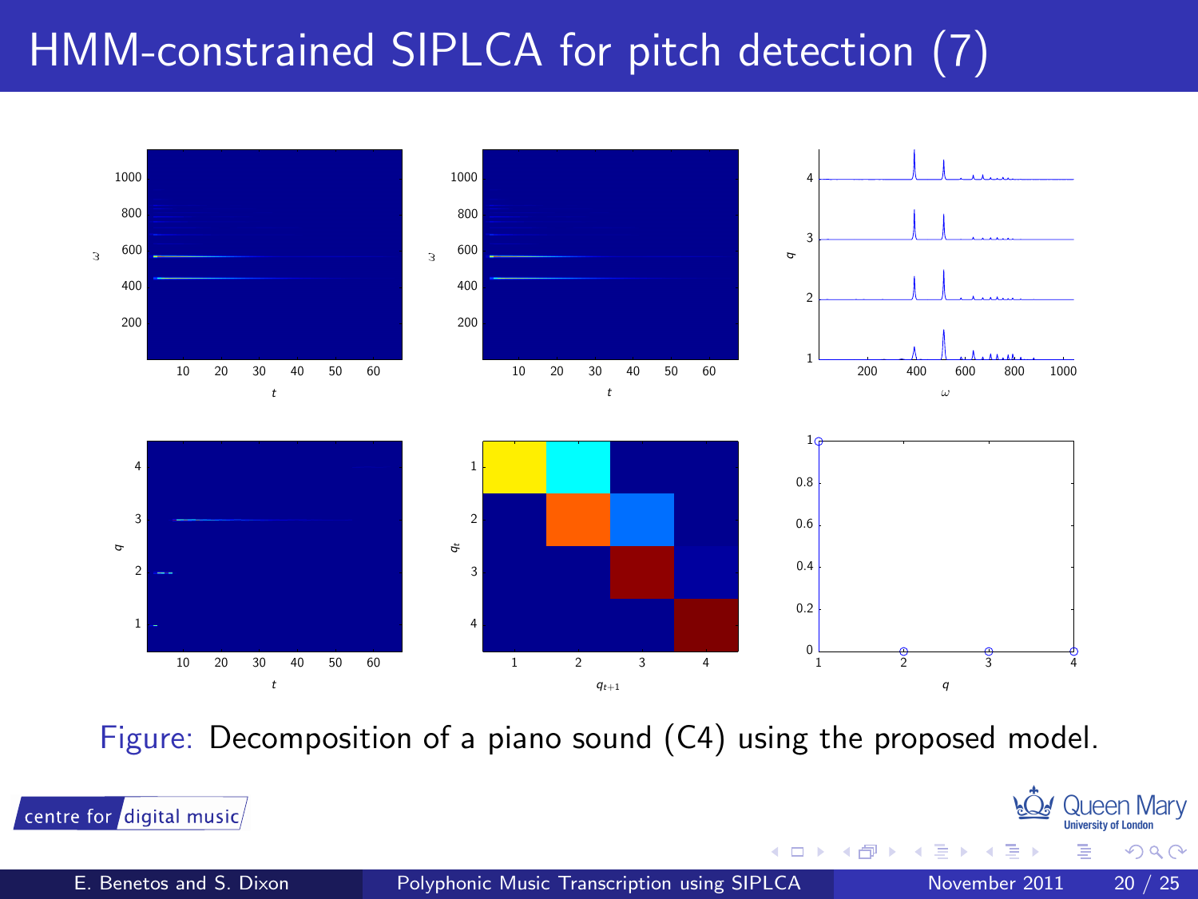# HMM-constrained SIPLCA for pitch detection (7)

Figure: Decomposition of a piano sound (C4) using the proposed model.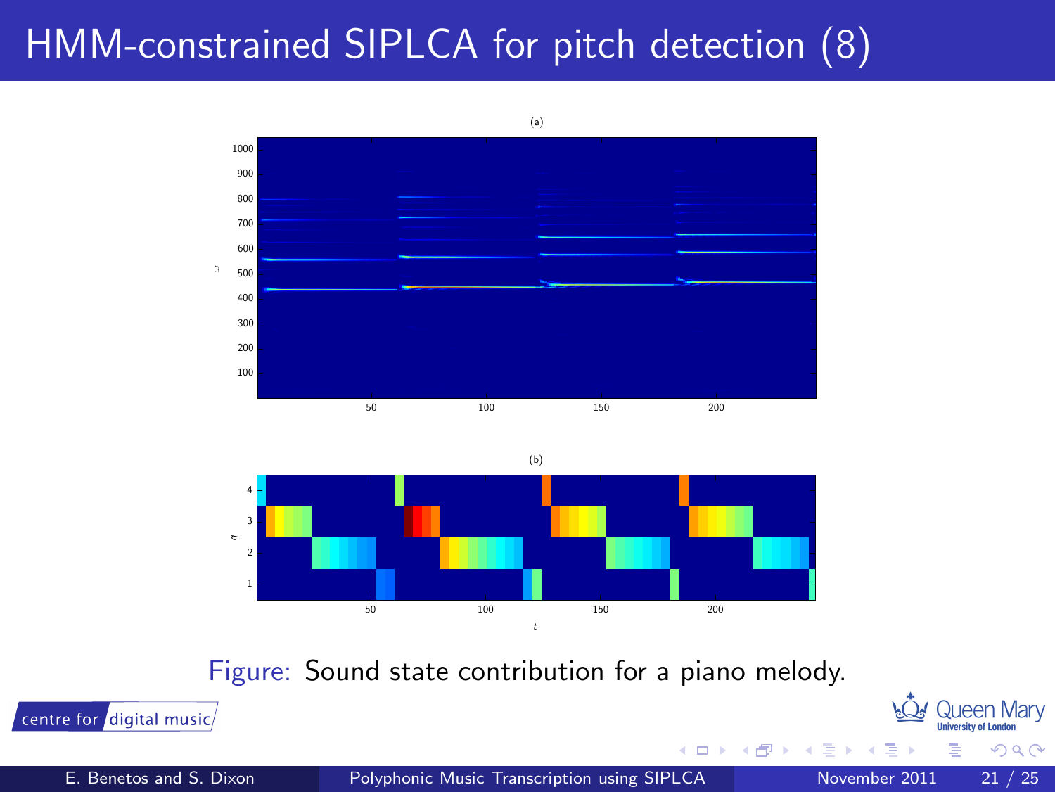# HMM-constrained SIPLCA for pitch detection (8)

Figure: Sound state contribution for a piano melody.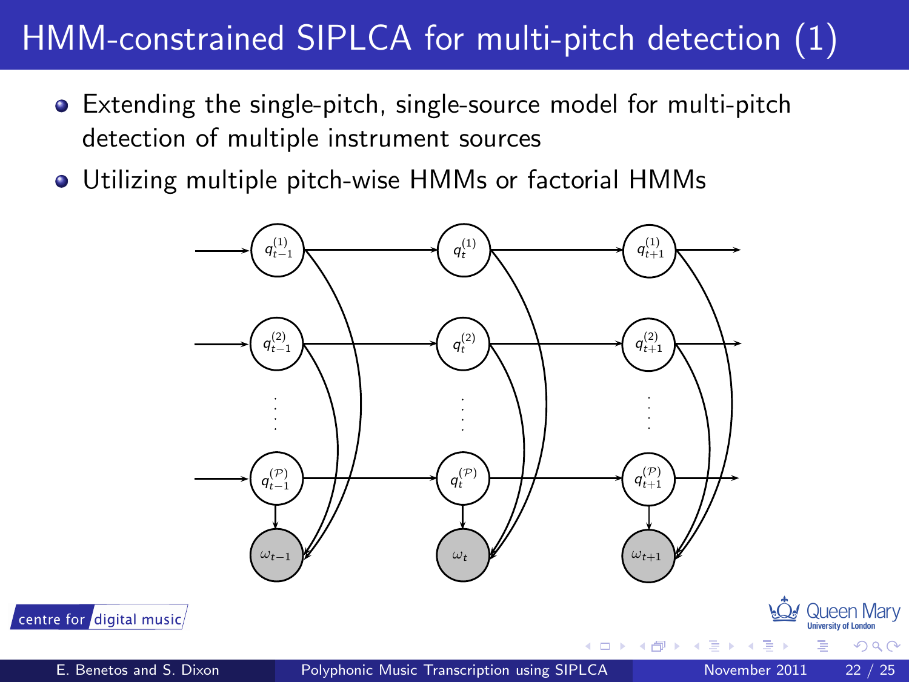# HMM-constrained SIPLCA for multi-pitch detection (1)

- Extending the single-pitch, single-source model for multi-pitch detection of multiple instrument sources
- Utilizing multiple pitch-wise HMMs or factorial HMMs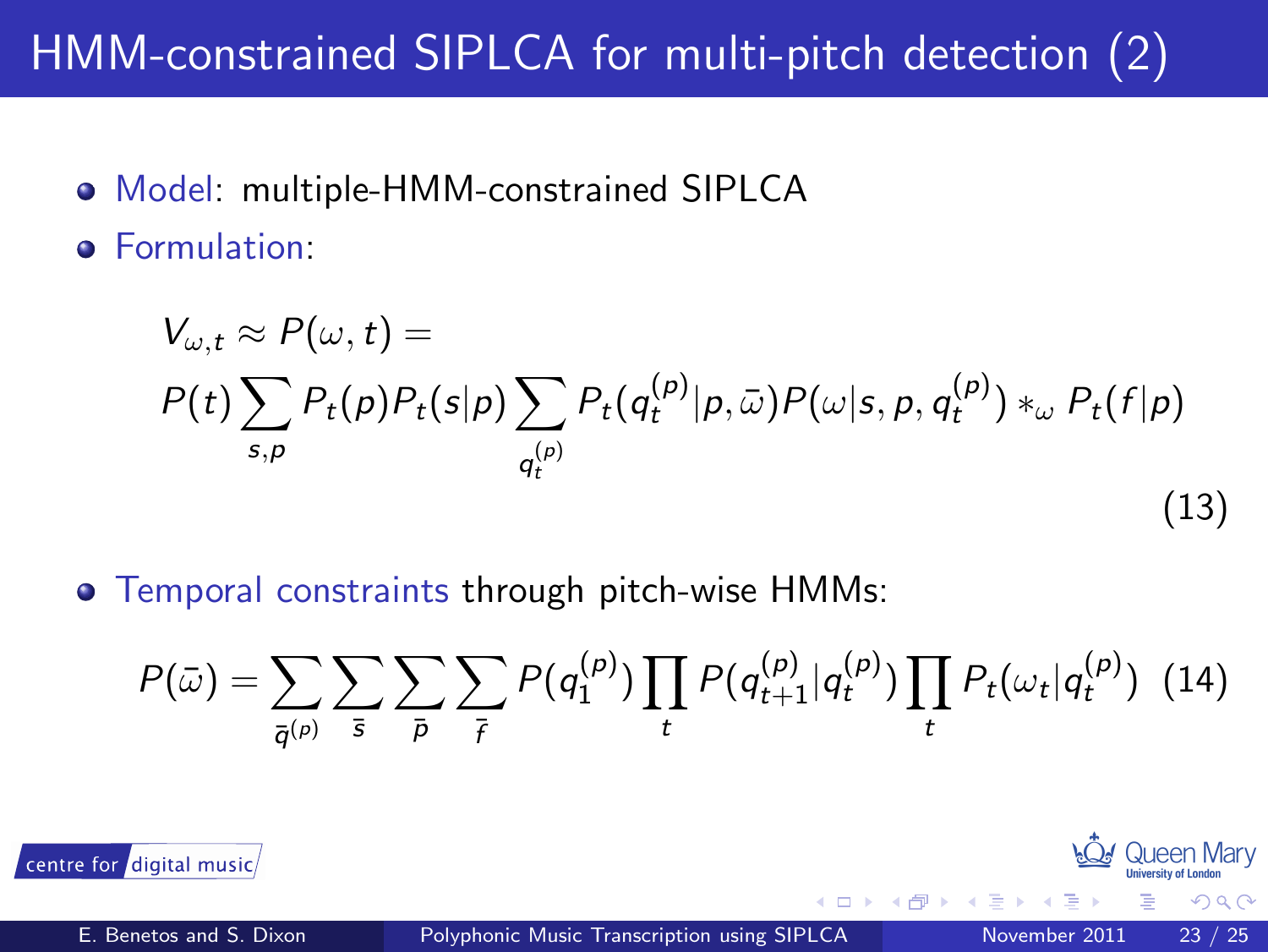# HMM-constrained SIPLCA for multi-pitch detection (2)

- Model: multiple-HMM-constrained SIPLCA
- Formulation:

$$V_{\omega,t} \approx P(\omega, t) =$$
$$P(t) \sum_{s,p} P_t(p) P_t(s|p) \sum_{q_t^{(p)}} P_t(q_t^{(p)}|p, \bar{\omega}) P(\omega|s, p, q_t^{(p)}) *_\omega P_t(f|p) \tag{13}$$

- Temporal constraints through pitch-wise HMMs:

$$P(\bar{\omega}) = \sum_{\bar{q}^{(p)}} \sum_{\bar{s}} \sum_{\bar{p}} \sum_{\bar{f}} P(q_1^{(p)}) \prod_t P(q_{t+1}^{(p)}|q_t^{(p)}) \prod_t P_t(\omega_t|q_t^{(p)}) \tag{14}$$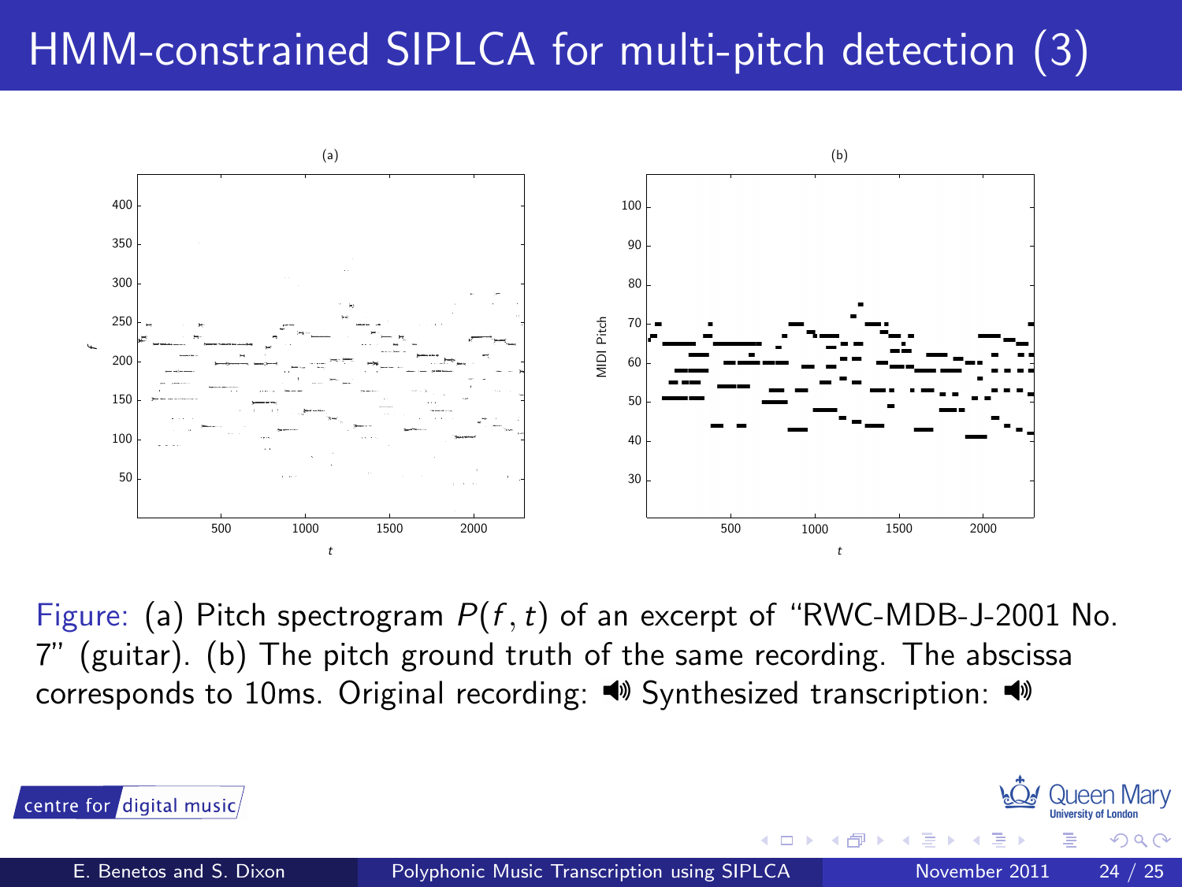# HMM-constrained SIPLCA for multi-pitch detection (3)

Figure: (a) Pitch spectrogram $P(f, t)$ of an excerpt of "RWC-MDB-J-2001 No. 7" (guitar). (b) The pitch ground truth of the same recording. The abscissa corresponds to 10ms. Original recording: 🔊 Synthesized transcription: 🔊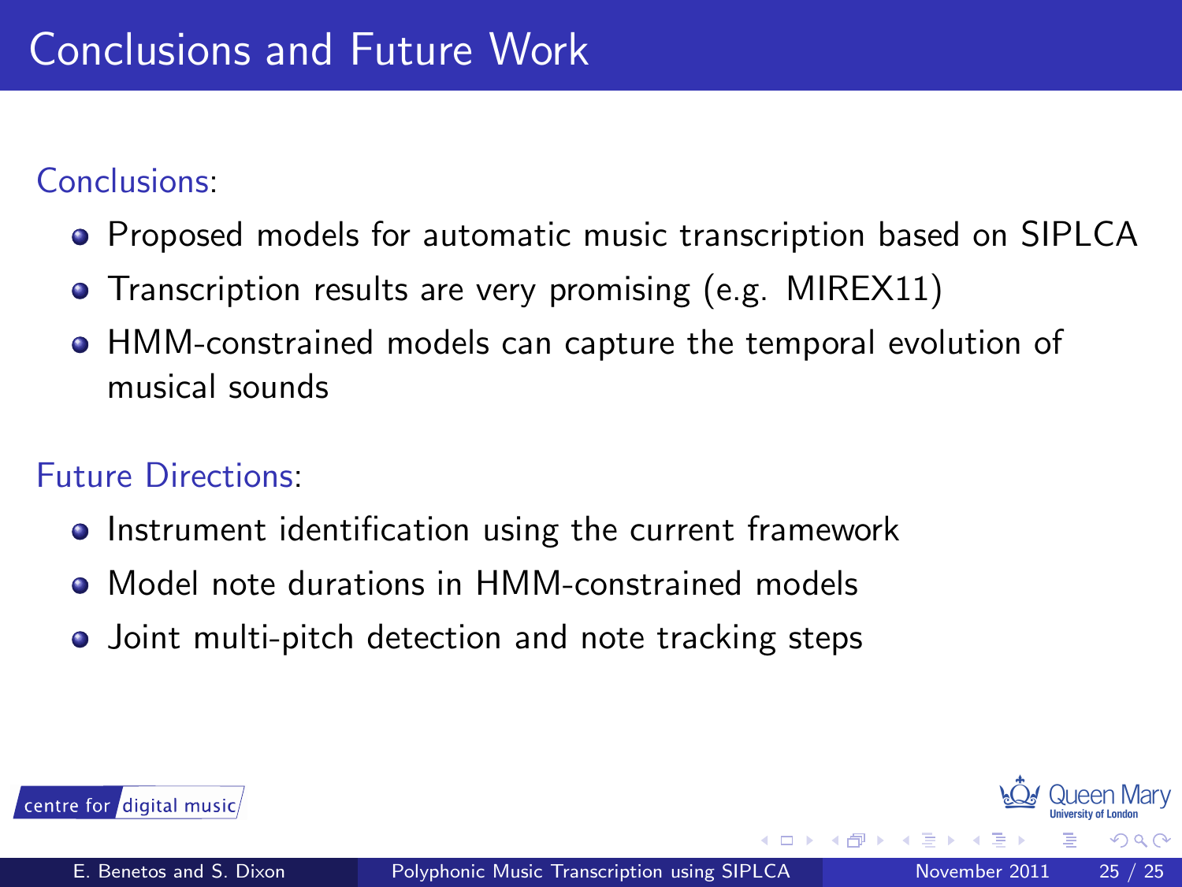# Conclusions and Future Work

Conclusions:

- Proposed models for automatic music transcription based on SIPLCA
- Transcription results are very promising (e.g. MIREX11)
- HMM-constrained models can capture the temporal evolution of musical sounds

Future Directions:

- Instrument identification using the current framework
- Model note durations in HMM-constrained models
- Joint multi-pitch detection and note tracking steps